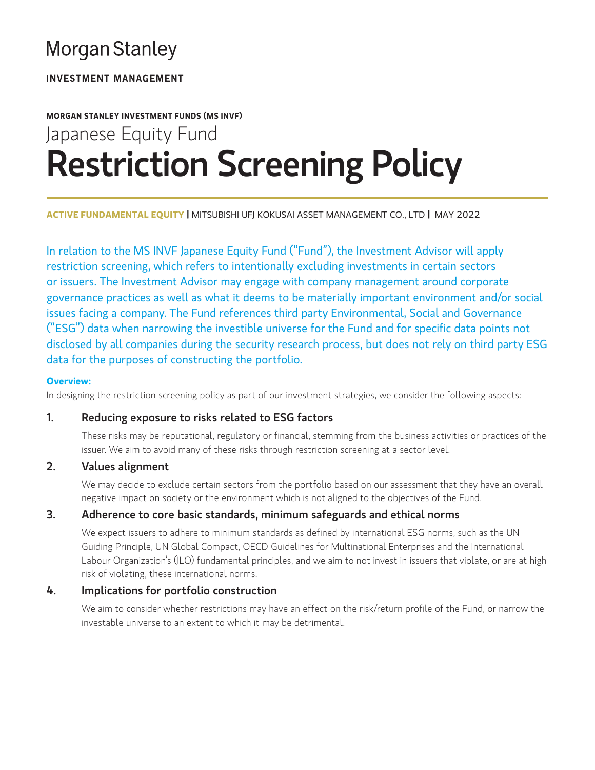# Morgan Stanley

**INVESTMENT MANAGEMENT**

**MORGAN STANLEY INVESTMENT FUNDS (MS INVF)**

## Japanese Equity Fund

# Restriction Screening Policy

**ACTIVE FUNDAMENTAL EQUITY** | MITSUBISHI UFJ KOKUSAI ASSET MANAGEMENT CO., LTD | MAY 2022

In relation to the MS INVF Japanese Equity Fund ("Fund"), the Investment Advisor will apply restriction screening, which refers to intentionally excluding investments in certain sectors or issuers. The Investment Advisor may engage with company management around corporate governance practices as well as what it deems to be materially important environment and/or social issues facing a company. The Fund references third party Environmental, Social and Governance ("ESG") data when narrowing the investible universe for the Fund and for specific data points not disclosed by all companies during the security research process, but does not rely on third party ESG data for the purposes of constructing the portfolio.

**Overview:**

In designing the restriction screening policy as part of our investment strategies, we consider the following aspects:

### 1. Reducing exposure to risks related to ESG factors

These risks may be reputational, regulatory or financial, stemming from the business activities or practices of the issuer. We aim to avoid many of these risks through restriction screening at a sector level.

### 2. Values alignment

We may decide to exclude certain sectors from the portfolio based on our assessment that they have an overall negative impact on society or the environment which is not aligned to the objectives of the Fund.

### 3. Adherence to core basic standards, minimum safeguards and ethical norms

We expect issuers to adhere to minimum standards as defined by international ESG norms, such as the UN Guiding Principle, UN Global Compact, OECD Guidelines for Multinational Enterprises and the International Labour Organization's (ILO) fundamental principles, and we aim to not invest in issuers that violate, or are at high risk of violating, these international norms.

### 4. Implications for portfolio construction

We aim to consider whether restrictions may have an effect on the risk/return profile of the Fund, or narrow the investable universe to an extent to which it may be detrimental.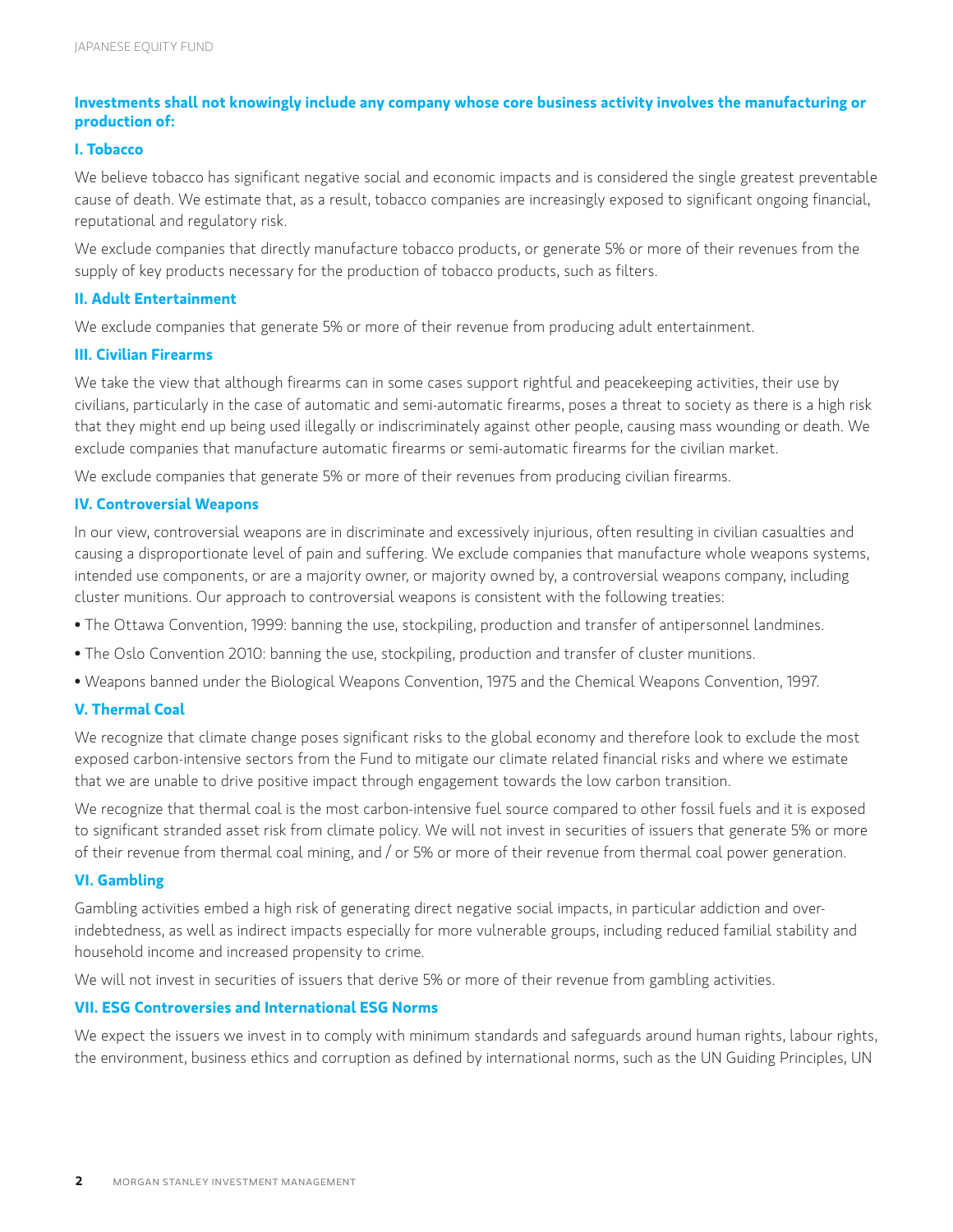**Investments shall not knowingly include any company whose core business activity involves the manufacturing or production of:**

### I. Tobacco

We believe tobacco has significant negative social and economic impacts and is considered the single greatest preventable cause of death. We estimate that, as a result, tobacco companies are increasingly exposed to significant ongoing financial, reputational and regulatory risk.

We exclude companies that directly manufacture tobacco products, or generate 5% or more of their revenues from the supply of key products necessary for the production of tobacco products, such as filters.

### II. Adult Entertainment

We exclude companies that generate 5% or more of their revenue from producing adult entertainment.

### III. Civilian Firearms

We take the view that although firearms can in some cases support rightful and peacekeeping activities, their use by civilians, particularly in the case of automatic and semi-automatic firearms, poses a threat to society as there is a high risk that they might end up being used illegally or indiscriminately against other people, causing mass wounding or death. We exclude companies that manufacture automatic firearms or semi-automatic firearms for the civilian market.

We exclude companies that generate 5% or more of their revenues from producing civilian firearms.

### IV. Controversial Weapons

In our view, controversial weapons are in discriminate and excessively injurious, often resulting in civilian casualties and causing a disproportionate level of pain and suffering. We exclude companies that manufacture whole weapons systems, intended use components, or are a majority owner, or majority owned by, a controversial weapons company, including cluster munitions. Our approach to controversial weapons is consistent with the following treaties:

- The Ottawa Convention, 1999: banning the use, stockpiling, production and transfer of antipersonnel landmines.
- The Oslo Convention 2010: banning the use, stockpiling, production and transfer of cluster munitions.
- Weapons banned under the Biological Weapons Convention, 1975 and the Chemical Weapons Convention, 1997.

### V. Thermal Coal

We recognize that climate change poses significant risks to the global economy and therefore look to exclude the most exposed carbon-intensive sectors from the Fund to mitigate our climate related financial risks and where we estimate that we are unable to drive positive impact through engagement towards the low carbon transition.

We recognize that thermal coal is the most carbon-intensive fuel source compared to other fossil fuels and it is exposed to significant stranded asset risk from climate policy. We will not invest in securities of issuers that generate 5% or more of their revenue from thermal coal mining, and / or 5% or more of their revenue from thermal coal power generation.

### VI. Gambling

Gambling activities embed a high risk of generating direct negative social impacts, in particular addiction and over-indebtedness, as well as indirect impacts especially for more vulnerable groups, including reduced familial stability and household income and increased propensity to crime.

We will not invest in securities of issuers that derive 5% or more of their revenue from gambling activities.

### VII. ESG Controversies and International ESG Norms

We expect the issuers we invest in to comply with minimum standards and safeguards around human rights, labour rights, the environment, business ethics and corruption as defined by international norms, such as the UN Guiding Principles, UN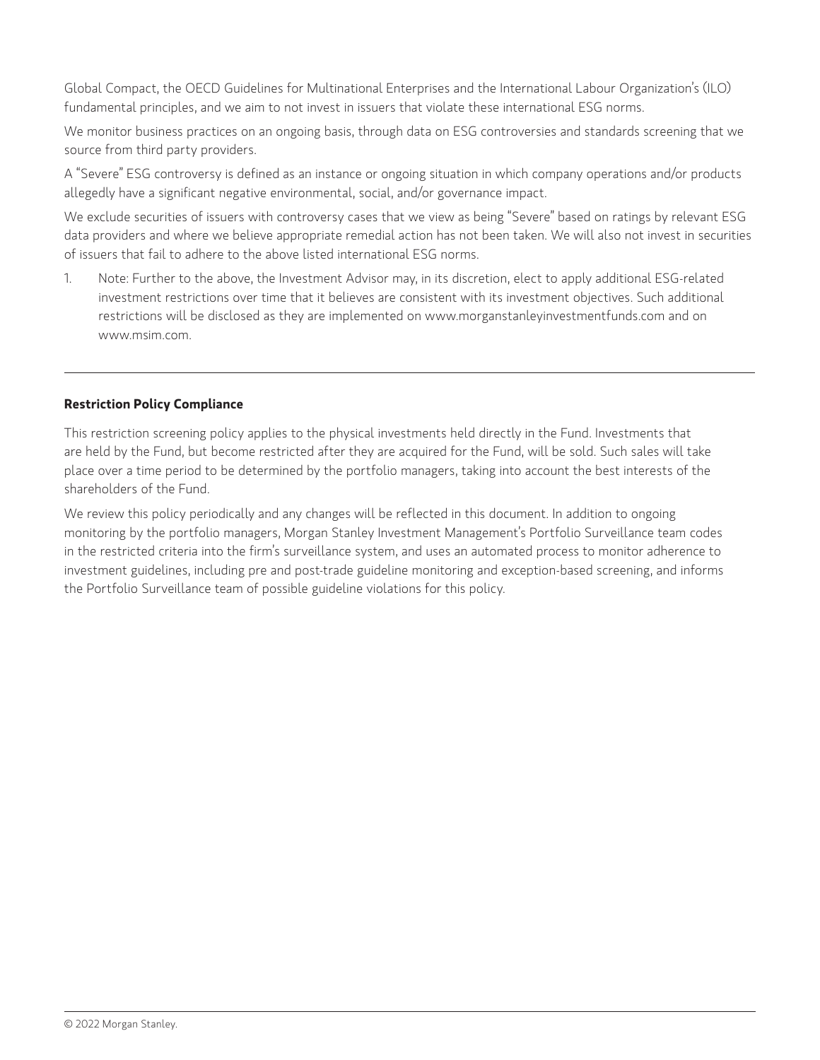Global Compact, the OECD Guidelines for Multinational Enterprises and the International Labour Organization's (ILO) fundamental principles, and we aim to not invest in issuers that violate these international ESG norms.

We monitor business practices on an ongoing basis, through data on ESG controversies and standards screening that we source from third party providers.

A "Severe" ESG controversy is defined as an instance or ongoing situation in which company operations and/or products allegedly have a significant negative environmental, social, and/or governance impact.

We exclude securities of issuers with controversy cases that we view as being "Severe" based on ratings by relevant ESG data providers and where we believe appropriate remedial action has not been taken. We will also not invest in securities of issuers that fail to adhere to the above listed international ESG norms.

1. Note: Further to the above, the Investment Advisor may, in its discretion, elect to apply additional ESG-related investment restrictions over time that it believes are consistent with its investment objectives. Such additional restrictions will be disclosed as they are implemented on www.morganstanleyinvestmentfunds.com and on www.msim.com.

---

**Restriction Policy Compliance**

This restriction screening policy applies to the physical investments held directly in the Fund. Investments that are held by the Fund, but become restricted after they are acquired for the Fund, will be sold. Such sales will take place over a time period to be determined by the portfolio managers, taking into account the best interests of the shareholders of the Fund.

We review this policy periodically and any changes will be reflected in this document. In addition to ongoing monitoring by the portfolio managers, Morgan Stanley Investment Management's Portfolio Surveillance team codes in the restricted criteria into the firm's surveillance system, and uses an automated process to monitor adherence to investment guidelines, including pre and post-trade guideline monitoring and exception-based screening, and informs the Portfolio Surveillance team of possible guideline violations for this policy.

© 2022 Morgan Stanley.